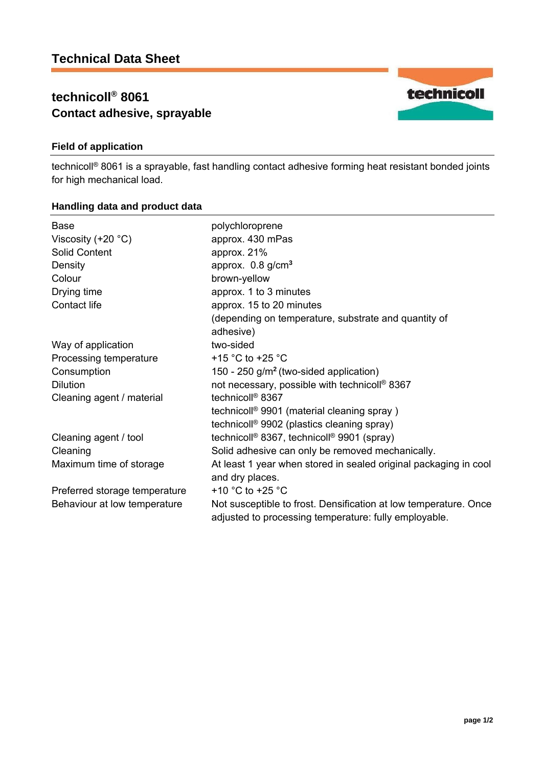# Technical Data Sheet

## technicoll® 8061
## Contact adhesive, sprayable

### Field of application

technicoll® 8061 is a sprayable, fast handling contact adhesive forming heat resistant bonded joints for high mechanical load.

### Handling data and product data

| | |
|---|---|
| Base | polychloroprene |
| Viscosity (+20 °C) | approx. 430 mPas |
| Solid Content | approx. 21% |
| Density | approx. 0.8 g/cm³ |
| Colour | brown-yellow |
| Drying time | approx. 1 to 3 minutes |
| Contact life | approx. 15 to 20 minutes (depending on temperature, substrate and quantity of adhesive) |
| Way of application | two-sided |
| Processing temperature | +15 °C to +25 °C |
| Consumption | 150 - 250 g/m² (two-sided application) |
| Dilution | not necessary, possible with technicoll® 8367 |
| Cleaning agent / material | technicoll® 8367<br>technicoll® 9901 (material cleaning spray )<br>technicoll® 9902 (plastics cleaning spray) |
| Cleaning agent / tool | technicoll® 8367, technicoll® 9901 (spray) |
| Cleaning | Solid adhesive can only be removed mechanically. |
| Maximum time of storage | At least 1 year when stored in sealed original packaging in cool and dry places. |
| Preferred storage temperature | +10 °C to +25 °C |
| Behaviour at low temperature | Not susceptible to frost. Densification at low temperature. Once adjusted to processing temperature: fully employable. |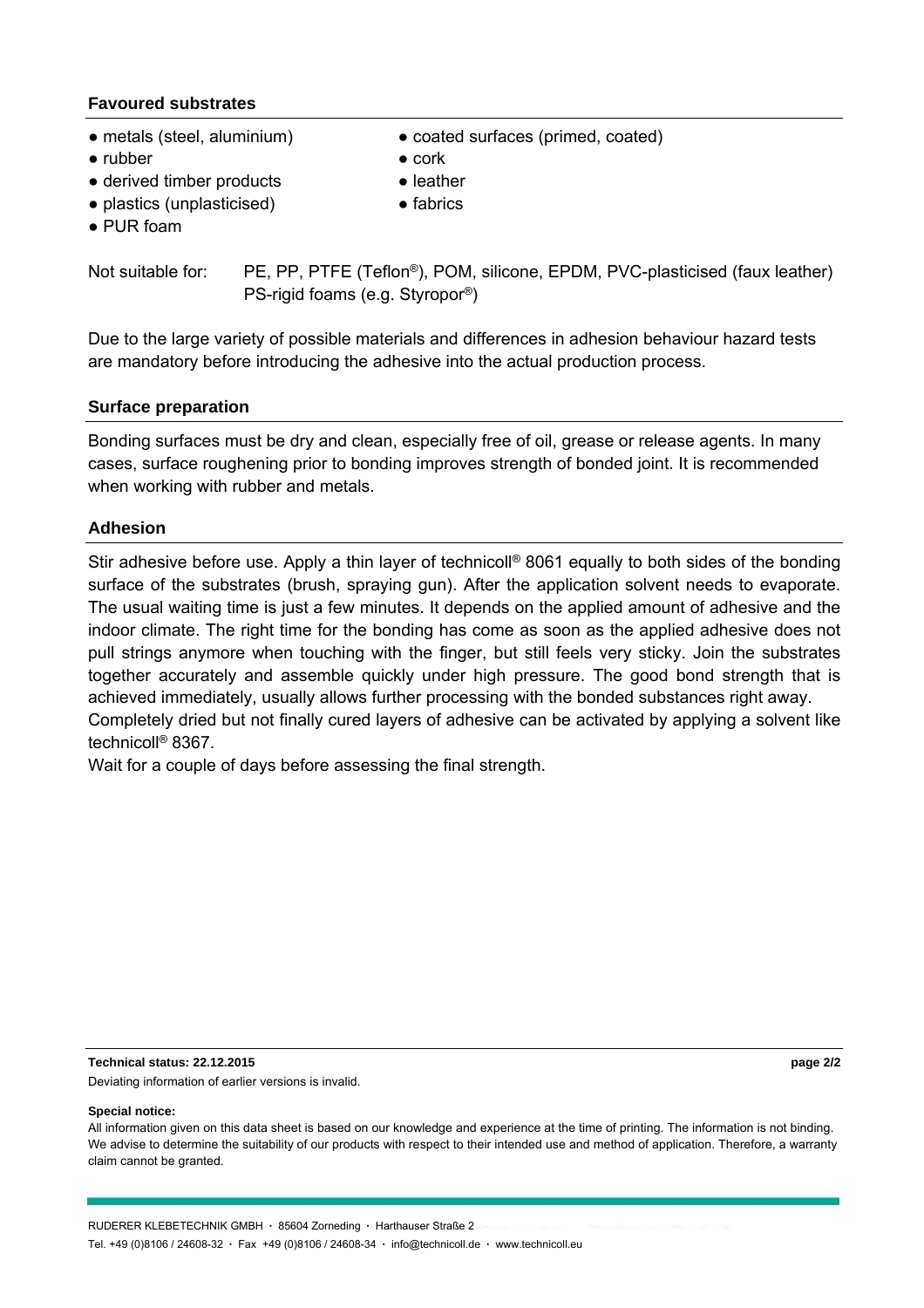## Favoured substrates

- metals (steel, aluminium)
- rubber
- derived timber products
- plastics (unplasticised)
- PUR foam
- coated surfaces (primed, coated)
- cork
- leather
- fabrics

Not suitable for: PE, PP, PTFE (Teflon®), POM, silicone, EPDM, PVC-plasticised (faux leather) PS-rigid foams (e.g. Styropor®)

Due to the large variety of possible materials and differences in adhesion behaviour hazard tests are mandatory before introducing the adhesive into the actual production process.

## Surface preparation

Bonding surfaces must be dry and clean, especially free of oil, grease or release agents. In many cases, surface roughening prior to bonding improves strength of bonded joint. It is recommended when working with rubber and metals.

## Adhesion

Stir adhesive before use. Apply a thin layer of technicoll® 8061 equally to both sides of the bonding surface of the substrates (brush, spraying gun). After the application solvent needs to evaporate. The usual waiting time is just a few minutes. It depends on the applied amount of adhesive and the indoor climate. The right time for the bonding has come as soon as the applied adhesive does not pull strings anymore when touching with the finger, but still feels very sticky. Join the substrates together accurately and assemble quickly under high pressure. The good bond strength that is achieved immediately, usually allows further processing with the bonded substances right away.
Completely dried but not finally cured layers of adhesive can be activated by applying a solvent like technicoll® 8367.
Wait for a couple of days before assessing the final strength.

**Technical status: 22.12.2015**

Deviating information of earlier versions is invalid.

**Special notice:**
All information given on this data sheet is based on our knowledge and experience at the time of printing. The information is not binding. We advise to determine the suitability of our products with respect to their intended use and method of application. Therefore, a warranty claim cannot be granted.

RUDERER KLEBETECHNIK GMBH · 85604 Zorneding · Harthauser Straße 2
Tel. +49 (0)8106 / 24608-32 · Fax +49 (0)8106 / 24608-34 · info@technicoll.de · www.technicoll.eu